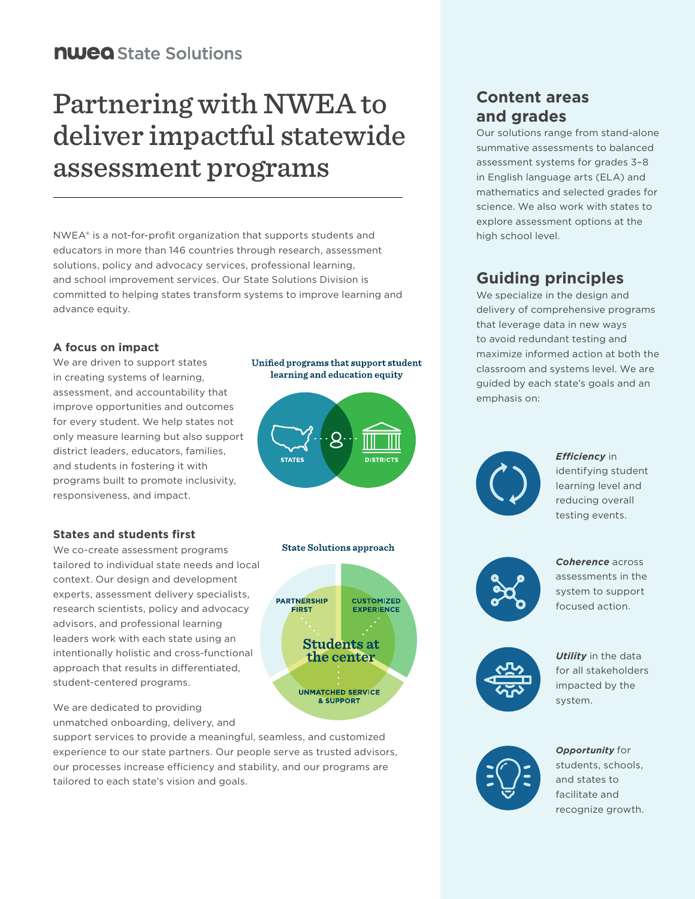**nwea** State Solutions

# Partnering with NWEA to deliver impactful statewide assessment programs

NWEA® is a not-for-profit organization that supports students and educators in more than 146 countries through research, assessment solutions, policy and advocacy services, professional learning, and school improvement services. Our State Solutions Division is committed to helping states transform systems to improve learning and advance equity.

### A focus on impact

We are driven to support states in creating systems of learning, assessment, and accountability that improve opportunities and outcomes for every student. We help states not only measure learning but also support district leaders, educators, families, and students in fostering it with programs built to promote inclusivity, responsiveness, and impact.

Unified programs that support student learning and education equity

STATES · DISTRICTS

### States and students first

We co-create assessment programs tailored to individual state needs and local context. Our design and development experts, assessment delivery specialists, research scientists, policy and advocacy advisors, and professional learning leaders work with each state using an intentionally holistic and cross-functional approach that results in differentiated, student-centered programs.

State Solutions approach

PARTNERSHIP FIRST · CUSTOMIZED EXPERIENCE · UNMATCHED SERVICE & SUPPORT · Students at the center

We are dedicated to providing unmatched onboarding, delivery, and support services to provide a meaningful, seamless, and customized experience to our state partners. Our people serve as trusted advisors, our processes increase efficiency and stability, and our programs are tailored to each state's vision and goals.

## Content areas and grades

Our solutions range from stand-alone summative assessments to balanced assessment systems for grades 3–8 in English language arts (ELA) and mathematics and selected grades for science. We also work with states to explore assessment options at the high school level.

## Guiding principles

We specialize in the design and delivery of comprehensive programs that leverage data in new ways to avoid redundant testing and maximize informed action at both the classroom and systems level. We are guided by each state's goals and an emphasis on:

- ***Efficiency*** in identifying student learning level and reducing overall testing events.
- ***Coherence*** across assessments in the system to support focused action.
- ***Utility*** in the data for all stakeholders impacted by the system.
- ***Opportunity*** for students, schools, and states to facilitate and recognize growth.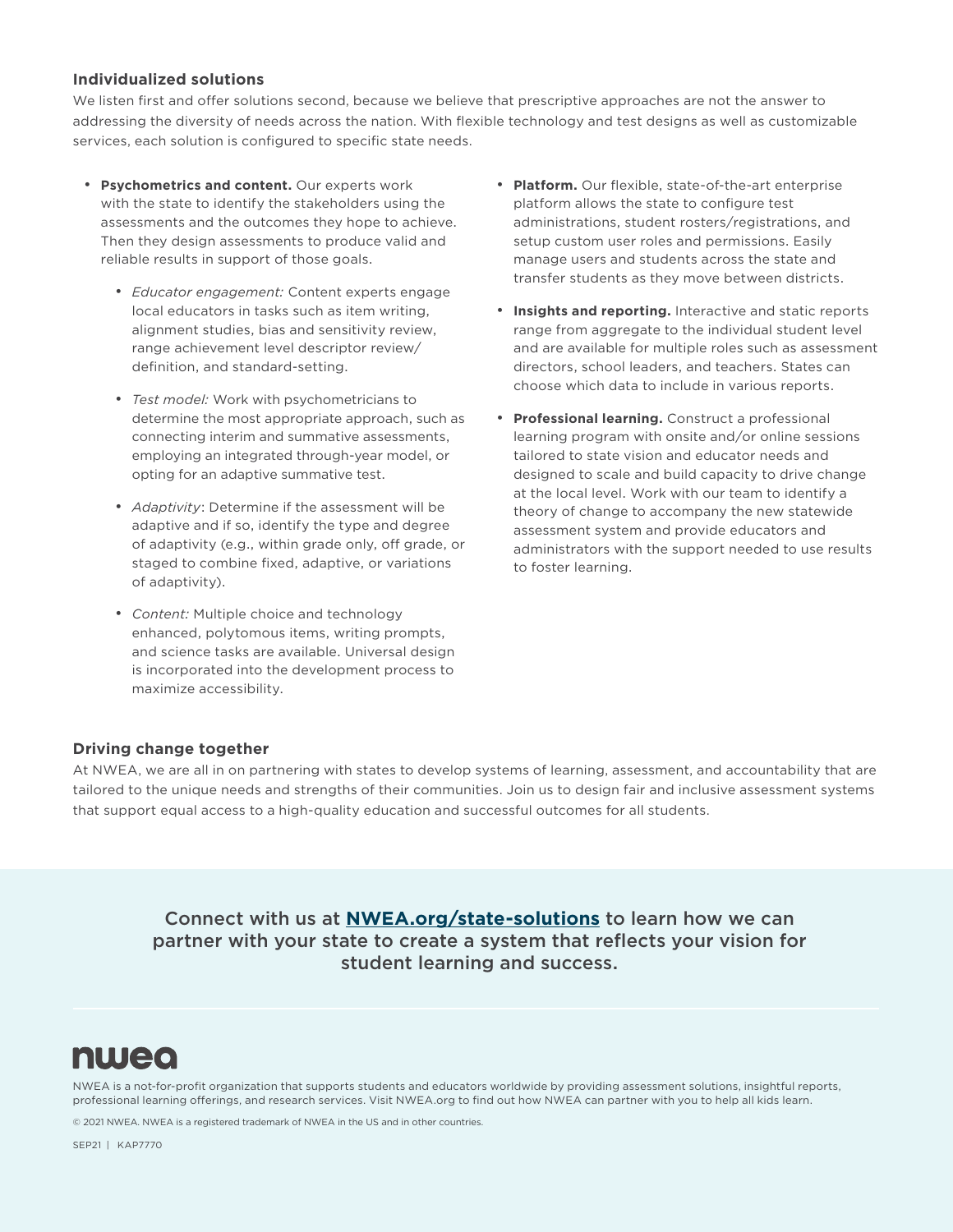### Individualized solutions

We listen first and offer solutions second, because we believe that prescriptive approaches are not the answer to addressing the diversity of needs across the nation. With flexible technology and test designs as well as customizable services, each solution is configured to specific state needs.

- **Psychometrics and content.** Our experts work with the state to identify the stakeholders using the assessments and the outcomes they hope to achieve. Then they design assessments to produce valid and reliable results in support of those goals.
  - *Educator engagement:* Content experts engage local educators in tasks such as item writing, alignment studies, bias and sensitivity review, range achievement level descriptor review/definition, and standard-setting.
  - *Test model:* Work with psychometricians to determine the most appropriate approach, such as connecting interim and summative assessments, employing an integrated through-year model, or opting for an adaptive summative test.
  - *Adaptivity*: Determine if the assessment will be adaptive and if so, identify the type and degree of adaptivity (e.g., within grade only, off grade, or staged to combine fixed, adaptive, or variations of adaptivity).
  - *Content:* Multiple choice and technology enhanced, polytomous items, writing prompts, and science tasks are available. Universal design is incorporated into the development process to maximize accessibility.
- **Platform.** Our flexible, state-of-the-art enterprise platform allows the state to configure test administrations, student rosters/registrations, and setup custom user roles and permissions. Easily manage users and students across the state and transfer students as they move between districts.
- **Insights and reporting.** Interactive and static reports range from aggregate to the individual student level and are available for multiple roles such as assessment directors, school leaders, and teachers. States can choose which data to include in various reports.
- **Professional learning.** Construct a professional learning program with onsite and/or online sessions tailored to state vision and educator needs and designed to scale and build capacity to drive change at the local level. Work with our team to identify a theory of change to accompany the new statewide assessment system and provide educators and administrators with the support needed to use results to foster learning.

### Driving change together

At NWEA, we are all in on partnering with states to develop systems of learning, assessment, and accountability that are tailored to the unique needs and strengths of their communities. Join us to design fair and inclusive assessment systems that support equal access to a high-quality education and successful outcomes for all students.

**Connect with us at [NWEA.org/state-solutions](NWEA.org/state-solutions) to learn how we can partner with your state to create a system that reflects your vision for student learning and success.**

nwea

NWEA is a not-for-profit organization that supports students and educators worldwide by providing assessment solutions, insightful reports, professional learning offerings, and research services. Visit NWEA.org to find out how NWEA can partner with you to help all kids learn.

© 2021 NWEA. NWEA is a registered trademark of NWEA in the US and in other countries.

SEP21 | KAP7770